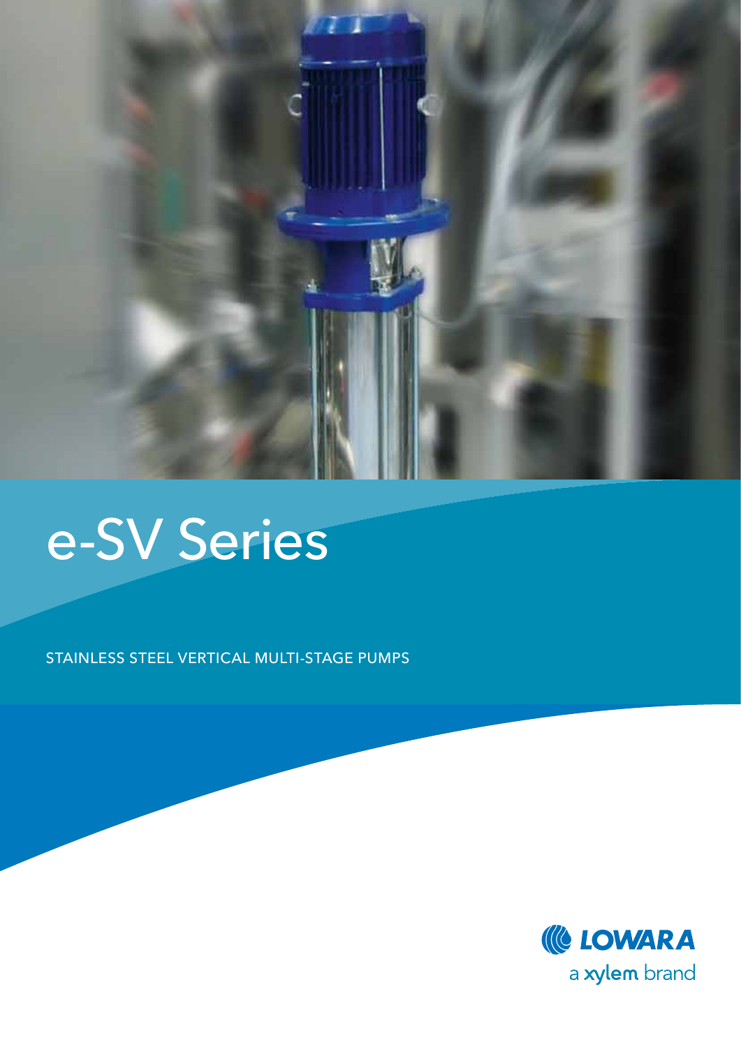# e-SV Series

STAINLESS STEEL VERTICAL MULTI-STAGE PUMPS

LOWARA

a xylem brand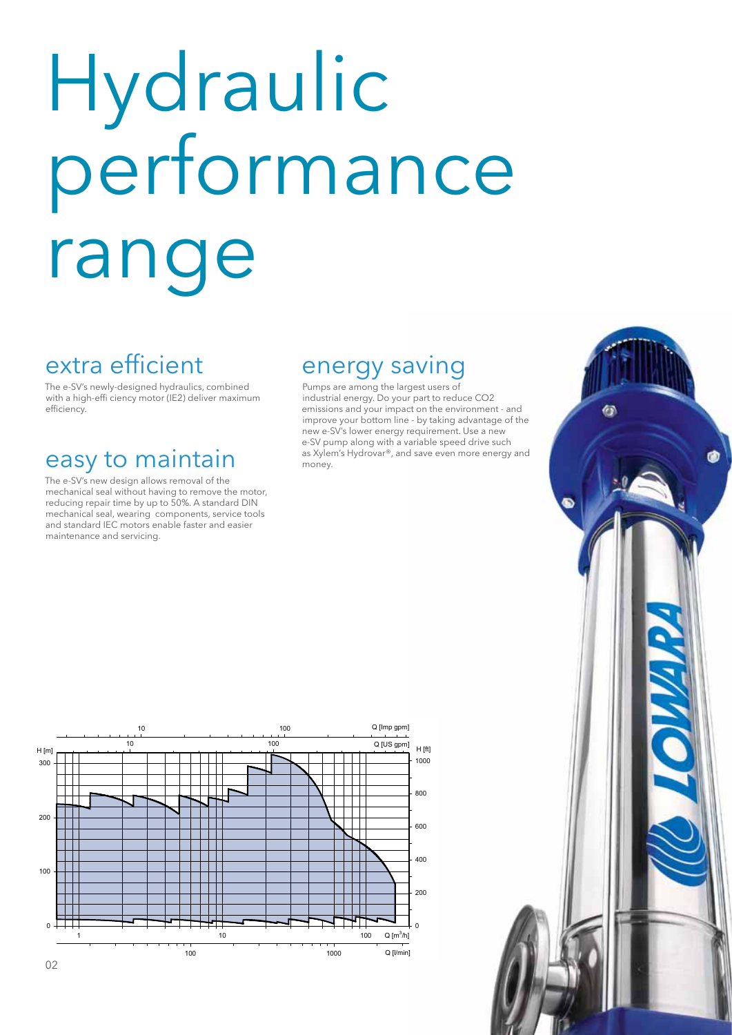# Hydraulic performance range

## extra efficient

The e-SV's newly-designed hydraulics, combined with a high-effi ciency motor (IE2) deliver maximum efficiency.

## easy to maintain

The e-SV's new design allows removal of the mechanical seal without having to remove the motor, reducing repair time by up to 50%. A standard DIN mechanical seal, wearing components, service tools and standard IEC motors enable faster and easier maintenance and servicing.

## energy saving

Pumps are among the largest users of industrial energy. Do your part to reduce CO2 emissions and your impact on the environment - and improve your bottom line - by taking advantage of the new e-SV's lower energy requirement. Use a new e-SV pump along with a variable speed drive such as Xylem's Hydrovar®, and save even more energy and money.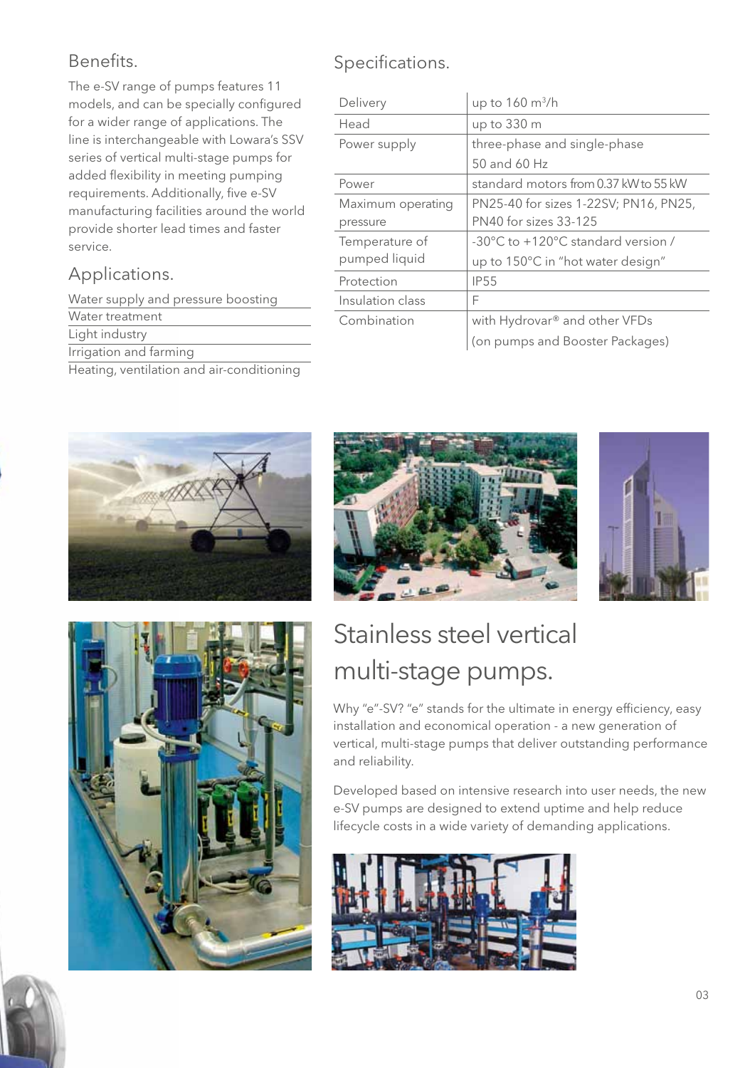## Benefits.

The e-SV range of pumps features 11 models, and can be specially configured for a wider range of applications. The line is interchangeable with Lowara's SSV series of vertical multi-stage pumps for added flexibility in meeting pumping requirements. Additionally, five e-SV manufacturing facilities around the world provide shorter lead times and faster service.

## Applications.

- Water supply and pressure boosting
- Water treatment
- Light industry
- Irrigation and farming
- Heating, ventilation and air-conditioning

## Specifications.

| | |
|---|---|
| Delivery | up to 160 m³/h |
| Head | up to 330 m |
| Power supply | three-phase and single-phase 50 and 60 Hz |
| Power | standard motors from 0.37 kW to 55 kW |
| Maximum operating pressure | PN25-40 for sizes 1-22SV; PN16, PN25, PN40 for sizes 33-125 |
| Temperature of pumped liquid | -30°C to +120°C standard version / up to 150°C in "hot water design" |
| Protection | IP55 |
| Insulation class | F |
| Combination | with Hydrovar® and other VFDs (on pumps and Booster Packages) |

# Stainless steel vertical multi-stage pumps.

Why "e"-SV? "e" stands for the ultimate in energy efficiency, easy installation and economical operation - a new generation of vertical, multi-stage pumps that deliver outstanding performance and reliability.

Developed based on intensive research into user needs, the new e-SV pumps are designed to extend uptime and help reduce lifecycle costs in a wide variety of demanding applications.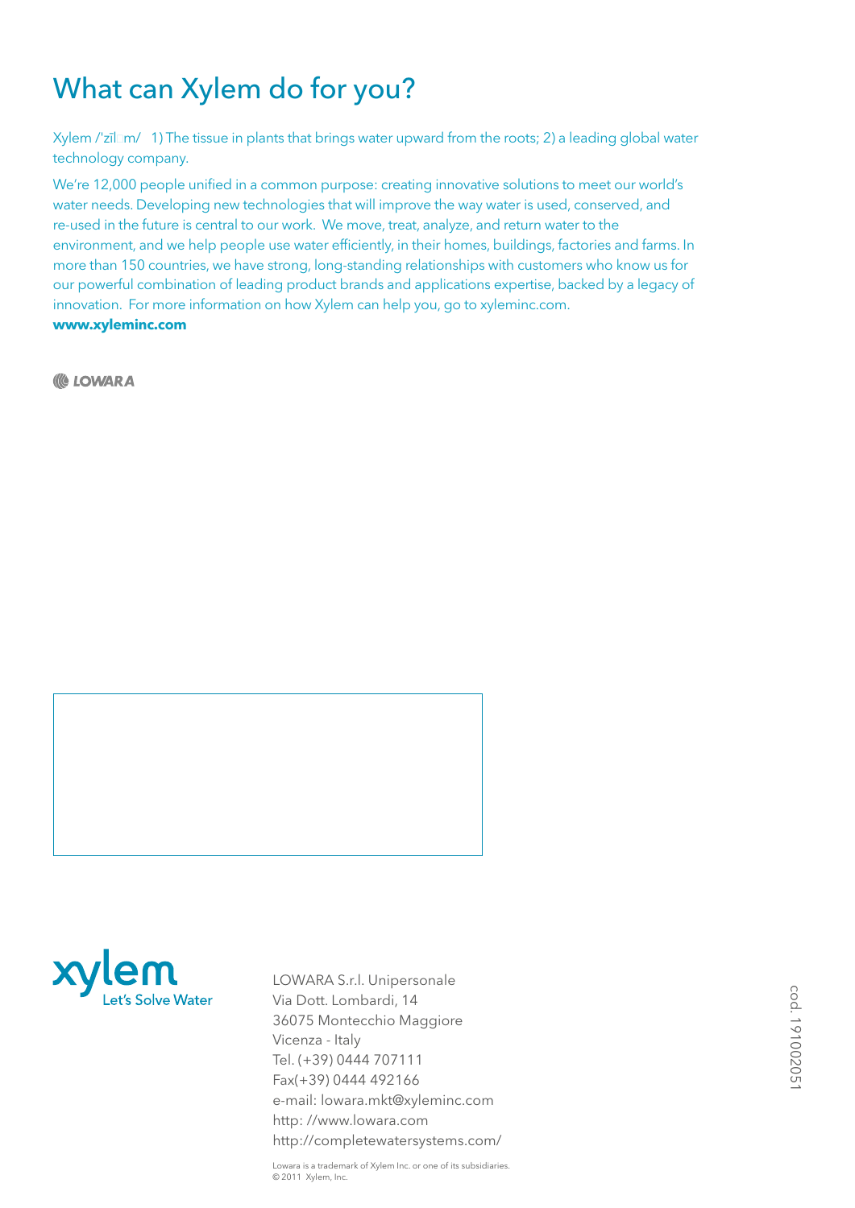# What can Xylem do for you?

Xylem /'zīləm/ 1) The tissue in plants that brings water upward from the roots; 2) a leading global water technology company.

We're 12,000 people unified in a common purpose: creating innovative solutions to meet our world's water needs. Developing new technologies that will improve the way water is used, conserved, and re-used in the future is central to our work. We move, treat, analyze, and return water to the environment, and we help people use water efficiently, in their homes, buildings, factories and farms. In more than 150 countries, we have strong, long-standing relationships with customers who know us for our powerful combination of leading product brands and applications expertise, backed by a legacy of innovation. For more information on how Xylem can help you, go to xyleminc.com.

**www.xyleminc.com**

LOWARA

xylem
Let's Solve Water

LOWARA S.r.l. Unipersonale
Via Dott. Lombardi, 14
36075 Montecchio Maggiore
Vicenza - Italy
Tel. (+39) 0444 707111
Fax(+39) 0444 492166
e-mail: lowara.mkt@xyleminc.com
http: //www.lowara.com
http://completewatersystems.com/

Lowara is a trademark of Xylem Inc. or one of its subsidiaries.
© 2011 Xylem, Inc.

cod. 191002051